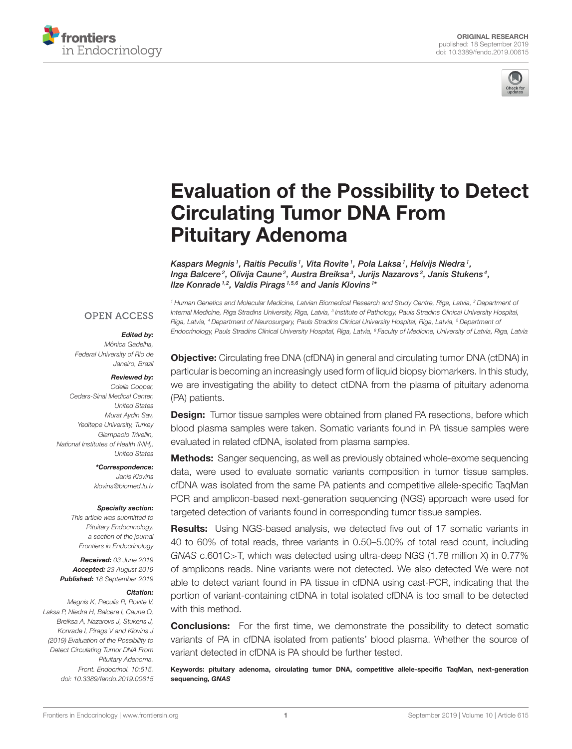ORIGINAL RESEARCH
published: 18 September 2019
doi: 10.3389/fendo.2019.00615

# Evaluation of the Possibility to Detect Circulating Tumor DNA From Pituitary Adenoma

*Kaspars Megnis[1], Raitis Peculis[1], Vita Rovite[1], Pola Laksa[1], Helvijs Niedra[1], Inga Balcere[2], Olivija Caune[2], Austra Breiksa[3], Jurijs Nazarovs[3], Janis Stukens[4], Ilze Konrade[1,2], Valdis Pirags[1,5,6] and Janis Klovins[1]\**

[1] Human Genetics and Molecular Medicine, Latvian Biomedical Research and Study Centre, Riga, Latvia, [2] Department of Internal Medicine, Riga Stradins University, Riga, Latvia, [3] Institute of Pathology, Pauls Stradins Clinical University Hospital, Riga, Latvia, [4] Department of Neurosurgery, Pauls Stradins Clinical University Hospital, Riga, Latvia, [5] Department of Endocrinology, Pauls Stradins Clinical University Hospital, Riga, Latvia, [6] Faculty of Medicine, University of Latvia, Riga, Latvia

OPEN ACCESS

***Edited by:***
*Mônica Gadelha, Federal University of Rio de Janeiro, Brazil*

***Reviewed by:***
*Odelia Cooper, Cedars-Sinai Medical Center, United States*
*Murat Aydin Sav, Yeditepe University, Turkey*
*Giampaolo Trivellin, National Institutes of Health (NIH), United States*

***\*Correspondence:***
*Janis Klovins*
*klovins@biomed.lu.lv*

***Specialty section:***
*This article was submitted to Pituitary Endocrinology, a section of the journal Frontiers in Endocrinology*

***Received:*** *03 June 2019*
***Accepted:*** *23 August 2019*
***Published:*** *18 September 2019*

***Citation:***
*Megnis K, Peculis R, Rovite V, Laksa P, Niedra H, Balcere I, Caune O, Breiksa A, Nazarovs J, Stukens J, Konrade I, Pirags V and Klovins J (2019) Evaluation of the Possibility to Detect Circulating Tumor DNA From Pituitary Adenoma. Front. Endocrinol. 10:615. doi: 10.3389/fendo.2019.00615*

**Objective:** Circulating free DNA (cfDNA) in general and circulating tumor DNA (ctDNA) in particular is becoming an increasingly used form of liquid biopsy biomarkers. In this study, we are investigating the ability to detect ctDNA from the plasma of pituitary adenoma (PA) patients.

**Design:** Tumor tissue samples were obtained from planed PA resections, before which blood plasma samples were taken. Somatic variants found in PA tissue samples were evaluated in related cfDNA, isolated from plasma samples.

**Methods:** Sanger sequencing, as well as previously obtained whole-exome sequencing data, were used to evaluate somatic variants composition in tumor tissue samples. cfDNA was isolated from the same PA patients and competitive allele-specific TaqMan PCR and amplicon-based next-generation sequencing (NGS) approach were used for targeted detection of variants found in corresponding tumor tissue samples.

**Results:** Using NGS-based analysis, we detected five out of 17 somatic variants in 40 to 60% of total reads, three variants in 0.50–5.00% of total read count, including *GNAS* c.601C>T, which was detected using ultra-deep NGS (1.78 million X) in 0.77% of amplicons reads. Nine variants were not detected. We also detected We were not able to detect variant found in PA tissue in cfDNA using cast-PCR, indicating that the portion of variant-containing ctDNA in total isolated cfDNA is too small to be detected with this method.

**Conclusions:** For the first time, we demonstrate the possibility to detect somatic variants of PA in cfDNA isolated from patients' blood plasma. Whether the source of variant detected in cfDNA is PA should be further tested.

**Keywords: pituitary adenoma, circulating tumor DNA, competitive allele-specific TaqMan, next-generation sequencing, *GNAS***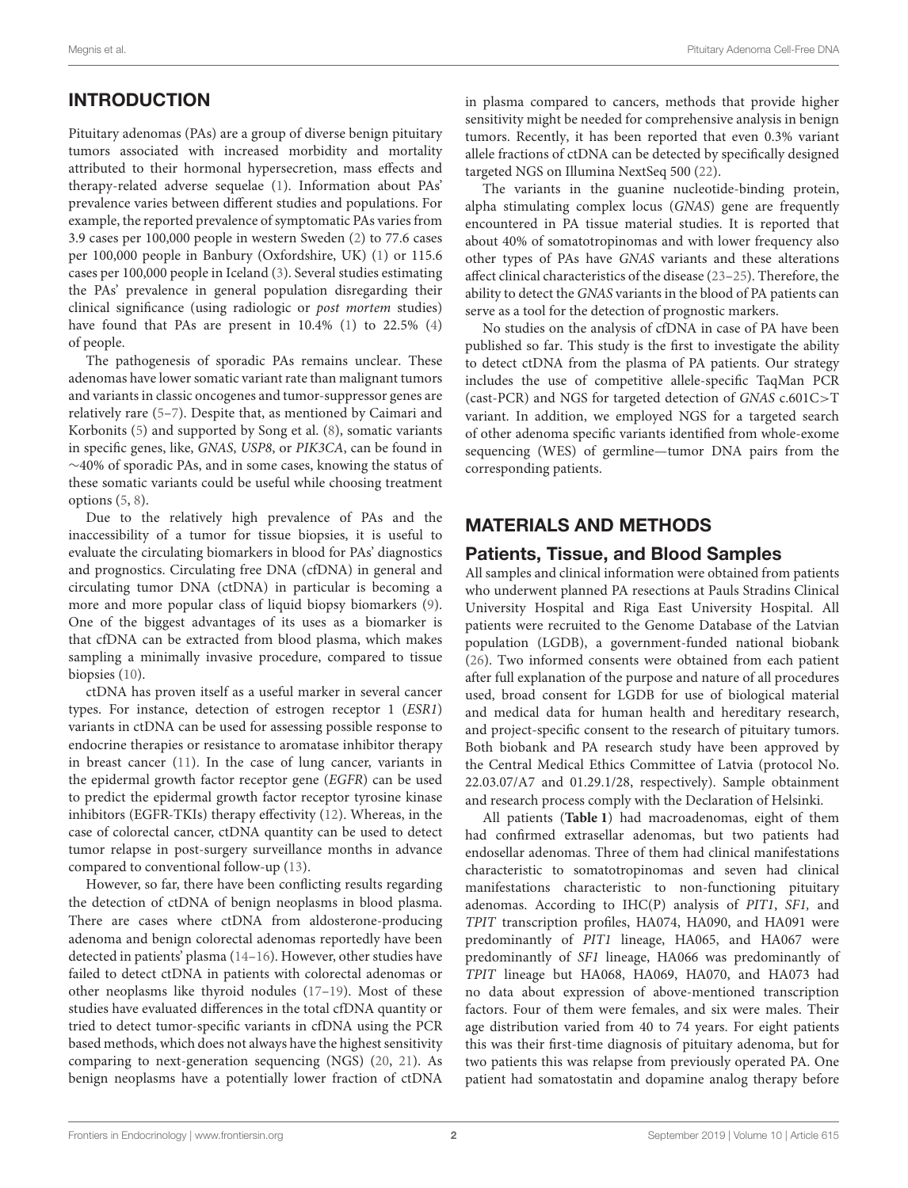## INTRODUCTION

Pituitary adenomas (PAs) are a group of diverse benign pituitary tumors associated with increased morbidity and mortality attributed to their hormonal hypersecretion, mass effects and therapy-related adverse sequelae (1). Information about PAs' prevalence varies between different studies and populations. For example, the reported prevalence of symptomatic PAs varies from 3.9 cases per 100,000 people in western Sweden (2) to 77.6 cases per 100,000 people in Banbury (Oxfordshire, UK) (1) or 115.6 cases per 100,000 people in Iceland (3). Several studies estimating the PAs' prevalence in general population disregarding their clinical significance (using radiologic or *post mortem* studies) have found that PAs are present in 10.4% (1) to 22.5% (4) of people.

The pathogenesis of sporadic PAs remains unclear. These adenomas have lower somatic variant rate than malignant tumors and variants in classic oncogenes and tumor-suppressor genes are relatively rare (5–7). Despite that, as mentioned by Caimari and Korbonits (5) and supported by Song et al. (8), somatic variants in specific genes, like, *GNAS*, *USP8*, or *PIK3CA*, can be found in ∼40% of sporadic PAs, and in some cases, knowing the status of these somatic variants could be useful while choosing treatment options (5, 8).

Due to the relatively high prevalence of PAs and the inaccessibility of a tumor for tissue biopsies, it is useful to evaluate the circulating biomarkers in blood for PAs' diagnostics and prognostics. Circulating free DNA (cfDNA) in general and circulating tumor DNA (ctDNA) in particular is becoming a more and more popular class of liquid biopsy biomarkers (9). One of the biggest advantages of its uses as a biomarker is that cfDNA can be extracted from blood plasma, which makes sampling a minimally invasive procedure, compared to tissue biopsies (10).

ctDNA has proven itself as a useful marker in several cancer types. For instance, detection of estrogen receptor 1 (*ESR1*) variants in ctDNA can be used for assessing possible response to endocrine therapies or resistance to aromatase inhibitor therapy in breast cancer (11). In the case of lung cancer, variants in the epidermal growth factor receptor gene (*EGFR*) can be used to predict the epidermal growth factor receptor tyrosine kinase inhibitors (EGFR-TKIs) therapy effectivity (12). Whereas, in the case of colorectal cancer, ctDNA quantity can be used to detect tumor relapse in post-surgery surveillance months in advance compared to conventional follow-up (13).

However, so far, there have been conflicting results regarding the detection of ctDNA of benign neoplasms in blood plasma. There are cases where ctDNA from aldosterone-producing adenoma and benign colorectal adenomas reportedly have been detected in patients' plasma (14–16). However, other studies have failed to detect ctDNA in patients with colorectal adenomas or other neoplasms like thyroid nodules (17–19). Most of these studies have evaluated differences in the total cfDNA quantity or tried to detect tumor-specific variants in cfDNA using the PCR based methods, which does not always have the highest sensitivity comparing to next-generation sequencing (NGS) (20, 21). As benign neoplasms have a potentially lower fraction of ctDNA in plasma compared to cancers, methods that provide higher sensitivity might be needed for comprehensive analysis in benign tumors. Recently, it has been reported that even 0.3% variant allele fractions of ctDNA can be detected by specifically designed targeted NGS on Illumina NextSeq 500 (22).

The variants in the guanine nucleotide-binding protein, alpha stimulating complex locus (*GNAS*) gene are frequently encountered in PA tissue material studies. It is reported that about 40% of somatotropinomas and with lower frequency also other types of PAs have *GNAS* variants and these alterations affect clinical characteristics of the disease (23–25). Therefore, the ability to detect the *GNAS* variants in the blood of PA patients can serve as a tool for the detection of prognostic markers.

No studies on the analysis of cfDNA in case of PA have been published so far. This study is the first to investigate the ability to detect ctDNA from the plasma of PA patients. Our strategy includes the use of competitive allele-specific TaqMan PCR (cast-PCR) and NGS for targeted detection of *GNAS* c.601C>T variant. In addition, we employed NGS for a targeted search of other adenoma specific variants identified from whole-exome sequencing (WES) of germline—tumor DNA pairs from the corresponding patients.

## MATERIALS AND METHODS

### Patients, Tissue, and Blood Samples

All samples and clinical information were obtained from patients who underwent planned PA resections at Pauls Stradins Clinical University Hospital and Riga East University Hospital. All patients were recruited to the Genome Database of the Latvian population (LGDB), a government-funded national biobank (26). Two informed consents were obtained from each patient after full explanation of the purpose and nature of all procedures used, broad consent for LGDB for use of biological material and medical data for human health and hereditary research, and project-specific consent to the research of pituitary tumors. Both biobank and PA research study have been approved by the Central Medical Ethics Committee of Latvia (protocol No. 22.03.07/A7 and 01.29.1/28, respectively). Sample obtainment and research process comply with the Declaration of Helsinki.

All patients (**Table 1**) had macroadenomas, eight of them had confirmed extrasellar adenomas, but two patients had endosellar adenomas. Three of them had clinical manifestations characteristic to somatotropinomas and seven had clinical manifestations characteristic to non-functioning pituitary adenomas. According to IHC(P) analysis of *PIT1*, *SF1,* and *TPIT* transcription profiles, HA074, HA090, and HA091 were predominantly of *PIT1* lineage, HA065, and HA067 were predominantly of *SF1* lineage, HA066 was predominantly of *TPIT* lineage but HA068, HA069, HA070, and HA073 had no data about expression of above-mentioned transcription factors. Four of them were females, and six were males. Their age distribution varied from 40 to 74 years. For eight patients this was their first-time diagnosis of pituitary adenoma, but for two patients this was relapse from previously operated PA. One patient had somatostatin and dopamine analog therapy before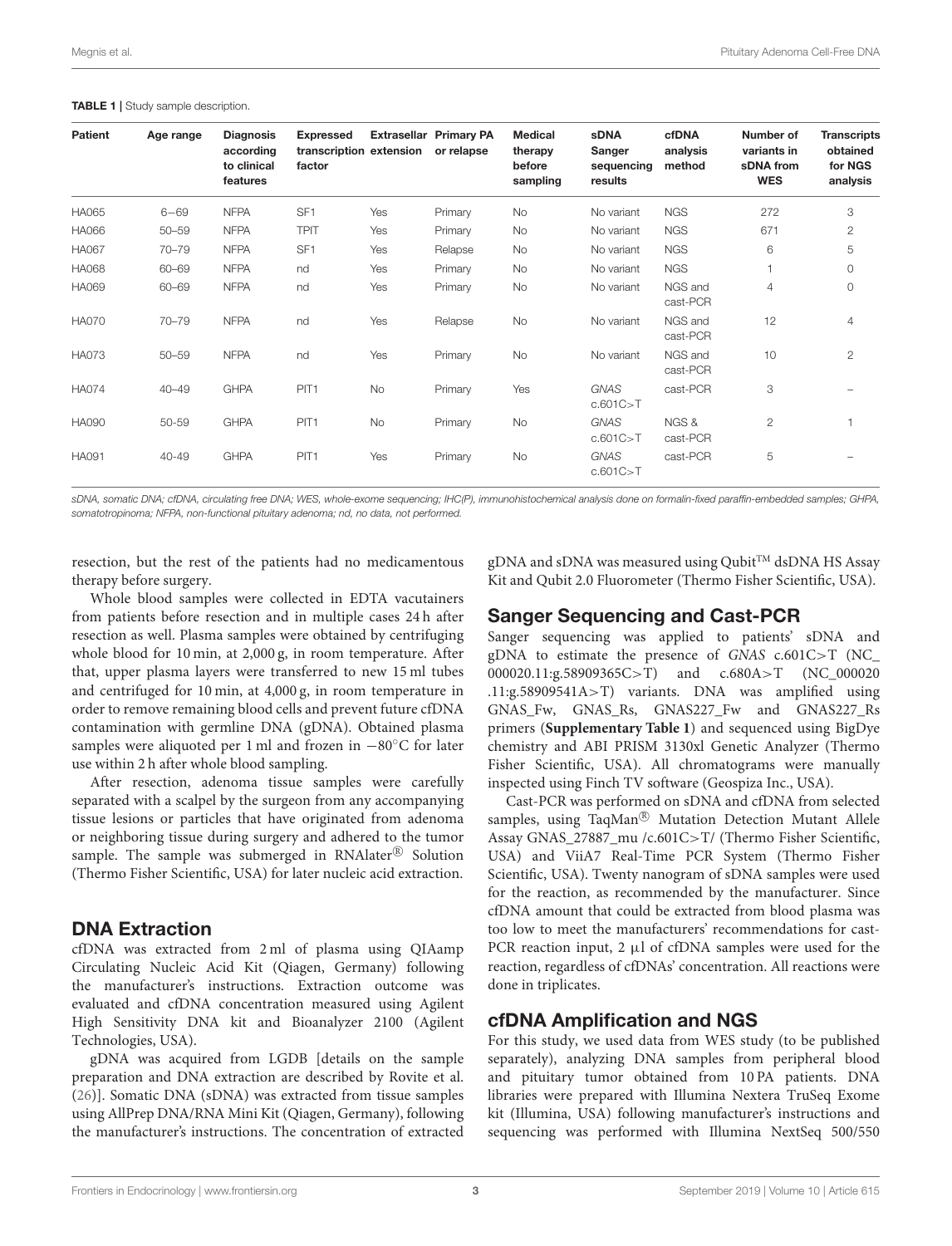**TABLE 1 |** Study sample description.

| Patient | Age range | Diagnosis according to clinical features | Expressed transcription factor | Extrasellar extension | Primary PA or relapse | Medical therapy before sampling | sDNA Sanger sequencing results | cfDNA analysis method | Number of variants in sDNA from WES | Transcripts obtained for NGS analysis |
|---|---|---|---|---|---|---|---|---|---|---|
| HA065 | 6−69 | NFPA | SF1 | Yes | Primary | No | No variant | NGS | 272 | 3 |
| HA066 | 50–59 | NFPA | TPIT | Yes | Primary | No | No variant | NGS | 671 | 2 |
| HA067 | 70–79 | NFPA | SF1 | Yes | Relapse | No | No variant | NGS | 6 | 5 |
| HA068 | 60–69 | NFPA | nd | Yes | Primary | No | No variant | NGS | 1 | 0 |
| HA069 | 60–69 | NFPA | nd | Yes | Primary | No | No variant | NGS and cast-PCR | 4 | 0 |
| HA070 | 70–79 | NFPA | nd | Yes | Relapse | No | No variant | NGS and cast-PCR | 12 | 4 |
| HA073 | 50–59 | NFPA | nd | Yes | Primary | No | No variant | NGS and cast-PCR | 10 | 2 |
| HA074 | 40–49 | GHPA | PIT1 | No | Primary | Yes | *GNAS* c.601C>T | cast-PCR | 3 | – |
| HA090 | 50-59 | GHPA | PIT1 | No | Primary | No | *GNAS* c.601C>T | NGS & cast-PCR | 2 | 1 |
| HA091 | 40-49 | GHPA | PIT1 | Yes | Primary | No | *GNAS* c.601C>T | cast-PCR | 5 | – |

*sDNA, somatic DNA; cfDNA, circulating free DNA; WES, whole-exome sequencing; IHC(P), immunohistochemical analysis done on formalin-fixed paraffin-embedded samples; GHPA, somatotropinoma; NFPA, non-functional pituitary adenoma; nd, no data, not performed.*

resection, but the rest of the patients had no medicamentous therapy before surgery.

Whole blood samples were collected in EDTA vacutainers from patients before resection and in multiple cases 24 h after resection as well. Plasma samples were obtained by centrifuging whole blood for 10 min, at 2,000 g, in room temperature. After that, upper plasma layers were transferred to new 15 ml tubes and centrifuged for 10 min, at 4,000 g, in room temperature in order to remove remaining blood cells and prevent future cfDNA contamination with germline DNA (gDNA). Obtained plasma samples were aliquoted per 1 ml and frozen in −80°C for later use within 2 h after whole blood sampling.

After resection, adenoma tissue samples were carefully separated with a scalpel by the surgeon from any accompanying tissue lesions or particles that have originated from adenoma or neighboring tissue during surgery and adhered to the tumor sample. The sample was submerged in RNAlater® Solution (Thermo Fisher Scientific, USA) for later nucleic acid extraction.

## DNA Extraction

cfDNA was extracted from 2 ml of plasma using QIAamp Circulating Nucleic Acid Kit (Qiagen, Germany) following the manufacturer's instructions. Extraction outcome was evaluated and cfDNA concentration measured using Agilent High Sensitivity DNA kit and Bioanalyzer 2100 (Agilent Technologies, USA).

gDNA was acquired from LGDB [details on the sample preparation and DNA extraction are described by Rovite et al. (26)]. Somatic DNA (sDNA) was extracted from tissue samples using AllPrep DNA/RNA Mini Kit (Qiagen, Germany), following the manufacturer's instructions. The concentration of extracted gDNA and sDNA was measured using Qubit™ dsDNA HS Assay Kit and Qubit 2.0 Fluorometer (Thermo Fisher Scientific, USA).

## Sanger Sequencing and Cast-PCR

Sanger sequencing was applied to patients' sDNA and gDNA to estimate the presence of *GNAS* c.601C>T (NC_000020.11:g.58909365C>T) and c.680A>T (NC_000020.11:g.58909541A>T) variants. DNA was amplified using GNAS_Fw, GNAS_Rs, GNAS227_Fw and GNAS227_Rs primers (**Supplementary Table 1**) and sequenced using BigDye chemistry and ABI PRISM 3130xl Genetic Analyzer (Thermo Fisher Scientific, USA). All chromatograms were manually inspected using Finch TV software (Geospiza Inc., USA).

Cast-PCR was performed on sDNA and cfDNA from selected samples, using TaqMan® Mutation Detection Mutant Allele Assay GNAS_27887_mu /c.601C>T/ (Thermo Fisher Scientific, USA) and ViiA7 Real-Time PCR System (Thermo Fisher Scientific, USA). Twenty nanogram of sDNA samples were used for the reaction, as recommended by the manufacturer. Since cfDNA amount that could be extracted from blood plasma was too low to meet the manufacturers' recommendations for cast-PCR reaction input, 2 µl of cfDNA samples were used for the reaction, regardless of cfDNAs' concentration. All reactions were done in triplicates.

## cfDNA Amplification and NGS

For this study, we used data from WES study (to be published separately), analyzing DNA samples from peripheral blood and pituitary tumor obtained from 10 PA patients. DNA libraries were prepared with Illumina Nextera TruSeq Exome kit (Illumina, USA) following manufacturer's instructions and sequencing was performed with Illumina NextSeq 500/550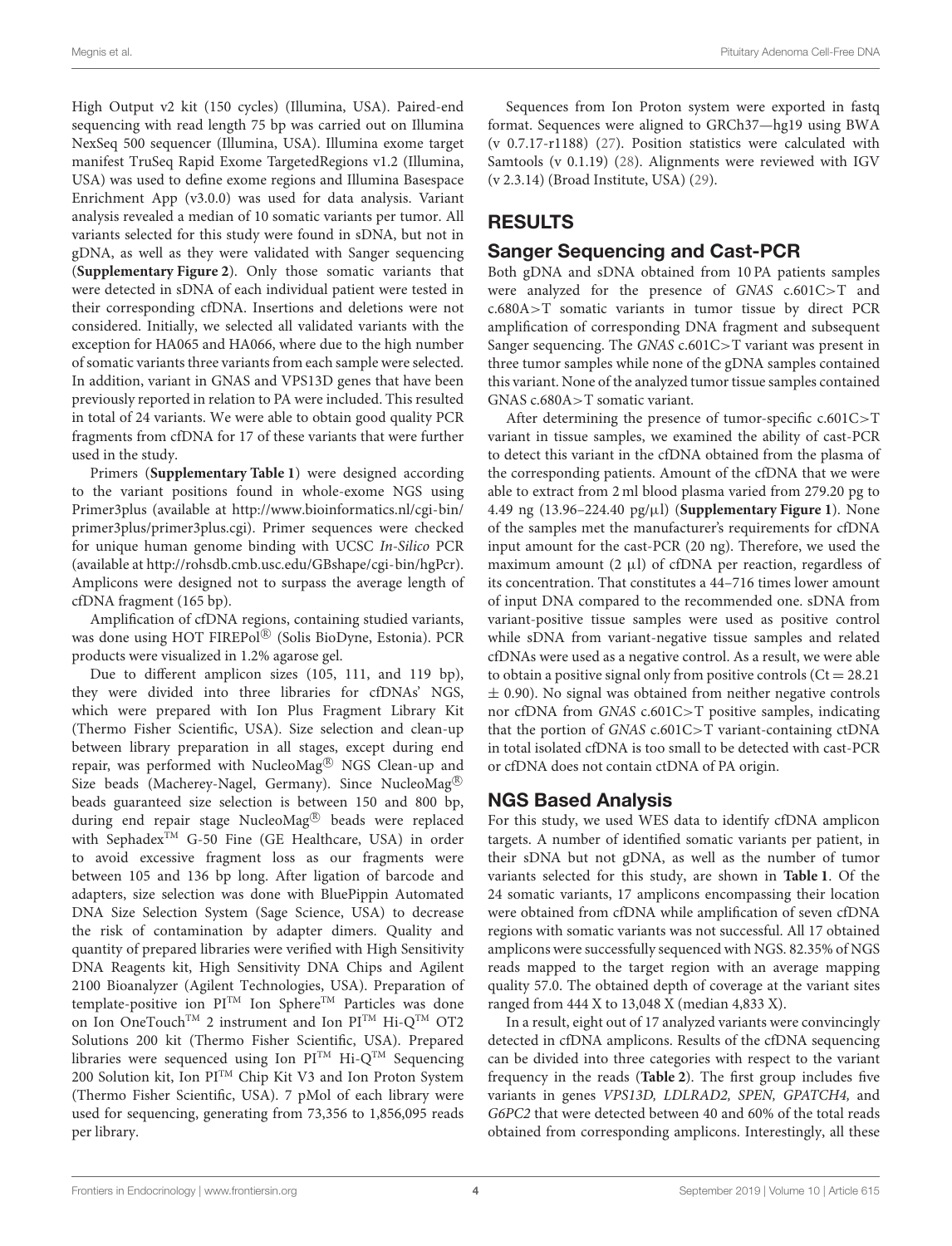High Output v2 kit (150 cycles) (Illumina, USA). Paired-end sequencing with read length 75 bp was carried out on Illumina NexSeq 500 sequencer (Illumina, USA). Illumina exome target manifest TruSeq Rapid Exome TargetedRegions v1.2 (Illumina, USA) was used to define exome regions and Illumina Basespace Enrichment App (v3.0.0) was used for data analysis. Variant analysis revealed a median of 10 somatic variants per tumor. All variants selected for this study were found in sDNA, but not in gDNA, as well as they were validated with Sanger sequencing (**Supplementary Figure 2**). Only those somatic variants that were detected in sDNA of each individual patient were tested in their corresponding cfDNA. Insertions and deletions were not considered. Initially, we selected all validated variants with the exception for HA065 and HA066, where due to the high number of somatic variants three variants from each sample were selected. In addition, variant in GNAS and VPS13D genes that have been previously reported in relation to PA were included. This resulted in total of 24 variants. We were able to obtain good quality PCR fragments from cfDNA for 17 of these variants that were further used in the study.

Primers (**Supplementary Table 1**) were designed according to the variant positions found in whole-exome NGS using Primer3plus (available at http://www.bioinformatics.nl/cgi-bin/primer3plus/primer3plus.cgi). Primer sequences were checked for unique human genome binding with UCSC *In-Silico* PCR (available at http://rohsdb.cmb.usc.edu/GBshape/cgi-bin/hgPcr). Amplicons were designed not to surpass the average length of cfDNA fragment (165 bp).

Amplification of cfDNA regions, containing studied variants, was done using HOT FIREPol® (Solis BioDyne, Estonia). PCR products were visualized in 1.2% agarose gel.

Due to different amplicon sizes (105, 111, and 119 bp), they were divided into three libraries for cfDNAs' NGS, which were prepared with Ion Plus Fragment Library Kit (Thermo Fisher Scientific, USA). Size selection and clean-up between library preparation in all stages, except during end repair, was performed with NucleoMag® NGS Clean-up and Size beads (Macherey-Nagel, Germany). Since NucleoMag® beads guaranteed size selection is between 150 and 800 bp, during end repair stage NucleoMag® beads were replaced with Sephadex™ G-50 Fine (GE Healthcare, USA) in order to avoid excessive fragment loss as our fragments were between 105 and 136 bp long. After ligation of barcode and adapters, size selection was done with BluePippin Automated DNA Size Selection System (Sage Science, USA) to decrease the risk of contamination by adapter dimers. Quality and quantity of prepared libraries were verified with High Sensitivity DNA Reagents kit, High Sensitivity DNA Chips and Agilent 2100 Bioanalyzer (Agilent Technologies, USA). Preparation of template-positive ion PI™ Ion Sphere™ Particles was done on Ion OneTouch™ 2 instrument and Ion PI™ Hi-Q™ OT2 Solutions 200 kit (Thermo Fisher Scientific, USA). Prepared libraries were sequenced using Ion PI™ Hi-Q™ Sequencing 200 Solution kit, Ion PI™ Chip Kit V3 and Ion Proton System (Thermo Fisher Scientific, USA). 7 pMol of each library were used for sequencing, generating from 73,356 to 1,856,095 reads per library.

Sequences from Ion Proton system were exported in fastq format. Sequences were aligned to GRCh37—hg19 using BWA (v 0.7.17-r1188) (27). Position statistics were calculated with Samtools (v 0.1.19) (28). Alignments were reviewed with IGV (v 2.3.14) (Broad Institute, USA) (29).

## RESULTS

### Sanger Sequencing and Cast-PCR

Both gDNA and sDNA obtained from 10 PA patients samples were analyzed for the presence of *GNAS* c.601C>T and c.680A>T somatic variants in tumor tissue by direct PCR amplification of corresponding DNA fragment and subsequent Sanger sequencing. The *GNAS* c.601C>T variant was present in three tumor samples while none of the gDNA samples contained this variant. None of the analyzed tumor tissue samples contained GNAS c.680A>T somatic variant.

After determining the presence of tumor-specific c.601C>T variant in tissue samples, we examined the ability of cast-PCR to detect this variant in the cfDNA obtained from the plasma of the corresponding patients. Amount of the cfDNA that we were able to extract from 2 ml blood plasma varied from 279.20 pg to 4.49 ng (13.96–224.40 pg/μl) (**Supplementary Figure 1**). None of the samples met the manufacturer's requirements for cfDNA input amount for the cast-PCR (20 ng). Therefore, we used the maximum amount (2 μl) of cfDNA per reaction, regardless of its concentration. That constitutes a 44–716 times lower amount of input DNA compared to the recommended one. sDNA from variant-positive tissue samples were used as positive control while sDNA from variant-negative tissue samples and related cfDNAs were used as a negative control. As a result, we were able to obtain a positive signal only from positive controls ($Ct = 28.21 \pm 0.90$). No signal was obtained from neither negative controls nor cfDNA from *GNAS* c.601C>T positive samples, indicating that the portion of *GNAS* c.601C>T variant-containing ctDNA in total isolated cfDNA is too small to be detected with cast-PCR or cfDNA does not contain ctDNA of PA origin.

### NGS Based Analysis

For this study, we used WES data to identify cfDNA amplicon targets. A number of identified somatic variants per patient, in their sDNA but not gDNA, as well as the number of tumor variants selected for this study, are shown in **Table 1**. Of the 24 somatic variants, 17 amplicons encompassing their location were obtained from cfDNA while amplification of seven cfDNA regions with somatic variants was not successful. All 17 obtained amplicons were successfully sequenced with NGS. 82.35% of NGS reads mapped to the target region with an average mapping quality 57.0. The obtained depth of coverage at the variant sites ranged from 444 X to 13,048 X (median 4,833 X).

In a result, eight out of 17 analyzed variants were convincingly detected in cfDNA amplicons. Results of the cfDNA sequencing can be divided into three categories with respect to the variant frequency in the reads (**Table 2**). The first group includes five variants in genes *VPS13D, LDLRAD2, SPEN, GPATCH4,* and *G6PC2* that were detected between 40 and 60% of the total reads obtained from corresponding amplicons. Interestingly, all these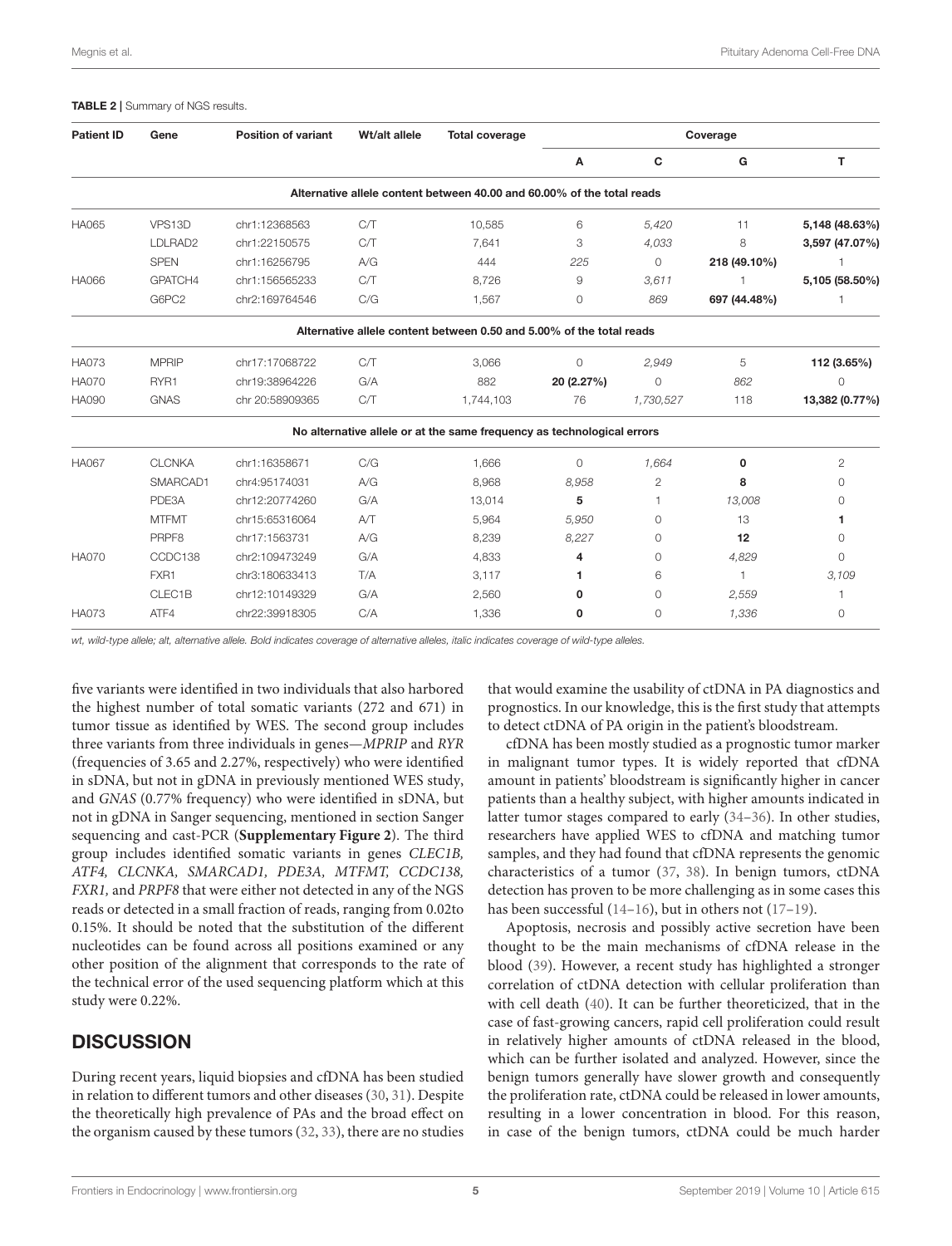**TABLE 2** | Summary of NGS results.

| Patient ID | Gene | Position of variant | Wt/alt allele | Total coverage | Coverage | | | |
|---|---|---|---|---|---|---|---|---|
| | | | | | A | C | G | T |
| **Alternative allele content between 40.00 and 60.00% of the total reads** | | | | | | | | |
| HA065 | VPS13D | chr1:12368563 | C/T | 10,585 | 6 | *5,420* | 11 | **5,148 (48.63%)** |
| | LDLRAD2 | chr1:22150575 | C/T | 7,641 | 3 | *4,033* | 8 | **3,597 (47.07%)** |
| | SPEN | chr1:16256795 | A/G | 444 | *225* | 0 | **218 (49.10%)** | 1 |
| HA066 | GPATCH4 | chr1:156565233 | C/T | 8,726 | 9 | *3,611* | 1 | **5,105 (58.50%)** |
| | G6PC2 | chr2:169764546 | C/G | 1,567 | 0 | *869* | **697 (44.48%)** | 1 |
| **Alternative allele content between 0.50 and 5.00% of the total reads** | | | | | | | | |
| HA073 | MPRIP | chr17:17068722 | C/T | 3,066 | 0 | *2,949* | 5 | **112 (3.65%)** |
| HA070 | RYR1 | chr19:38964226 | G/A | 882 | **20 (2.27%)** | 0 | *862* | 0 |
| HA090 | GNAS | chr 20:58909365 | C/T | 1,744,103 | 76 | *1,730,527* | 118 | **13,382 (0.77%)** |
| **No alternative allele or at the same frequency as technological errors** | | | | | | | | |
| HA067 | CLCNKA | chr1:16358671 | C/G | 1,666 | 0 | *1,664* | **0** | 2 |
| | SMARCAD1 | chr4:95174031 | A/G | 8,968 | *8,958* | 2 | **8** | 0 |
| | PDE3A | chr12:20774260 | G/A | 13,014 | **5** | 1 | *13,008* | 0 |
| | MTFMT | chr15:65316064 | A/T | 5,964 | *5,950* | 0 | 13 | **1** |
| | PRPF8 | chr17:1563731 | A/G | 8,239 | *8,227* | 0 | **12** | 0 |
| HA070 | CCDC138 | chr2:109473249 | G/A | 4,833 | **4** | 0 | *4,829* | 0 |
| | FXR1 | chr3:180633413 | T/A | 3,117 | **1** | 6 | 1 | *3,109* |
| | CLEC1B | chr12:10149329 | G/A | 2,560 | **0** | 0 | *2,559* | 1 |
| HA073 | ATF4 | chr22:39918305 | C/A | 1,336 | **0** | 0 | *1,336* | 0 |

*wt, wild-type allele; alt, alternative allele. Bold indicates coverage of alternative alleles, italic indicates coverage of wild-type alleles.*

five variants were identified in two individuals that also harbored the highest number of total somatic variants (272 and 671) in tumor tissue as identified by WES. The second group includes three variants from three individuals in genes—*MPRIP* and *RYR* (frequencies of 3.65 and 2.27%, respectively) who were identified in sDNA, but not in gDNA in previously mentioned WES study, and *GNAS* (0.77% frequency) who were identified in sDNA, but not in gDNA in Sanger sequencing, mentioned in section Sanger sequencing and cast-PCR (**Supplementary Figure 2**). The third group includes identified somatic variants in genes *CLEC1B, ATF4, CLCNKA, SMARCAD1, PDE3A, MTFMT, CCDC138, FXR1,* and *PRPF8* that were either not detected in any of the NGS reads or detected in a small fraction of reads, ranging from 0.02to 0.15%. It should be noted that the substitution of the different nucleotides can be found across all positions examined or any other position of the alignment that corresponds to the rate of the technical error of the used sequencing platform which at this study were 0.22%.

## DISCUSSION

During recent years, liquid biopsies and cfDNA has been studied in relation to different tumors and other diseases (30, 31). Despite the theoretically high prevalence of PAs and the broad effect on the organism caused by these tumors (32, 33), there are no studies that would examine the usability of ctDNA in PA diagnostics and prognostics. In our knowledge, this is the first study that attempts to detect ctDNA of PA origin in the patient's bloodstream.

cfDNA has been mostly studied as a prognostic tumor marker in malignant tumor types. It is widely reported that cfDNA amount in patients' bloodstream is significantly higher in cancer patients than a healthy subject, with higher amounts indicated in latter tumor stages compared to early (34–36). In other studies, researchers have applied WES to cfDNA and matching tumor samples, and they had found that cfDNA represents the genomic characteristics of a tumor (37, 38). In benign tumors, ctDNA detection has proven to be more challenging as in some cases this has been successful (14–16), but in others not (17–19).

Apoptosis, necrosis and possibly active secretion have been thought to be the main mechanisms of cfDNA release in the blood (39). However, a recent study has highlighted a stronger correlation of ctDNA detection with cellular proliferation than with cell death (40). It can be further theoreticized, that in the case of fast-growing cancers, rapid cell proliferation could result in relatively higher amounts of ctDNA released in the blood, which can be further isolated and analyzed. However, since the benign tumors generally have slower growth and consequently the proliferation rate, ctDNA could be released in lower amounts, resulting in a lower concentration in blood. For this reason, in case of the benign tumors, ctDNA could be much harder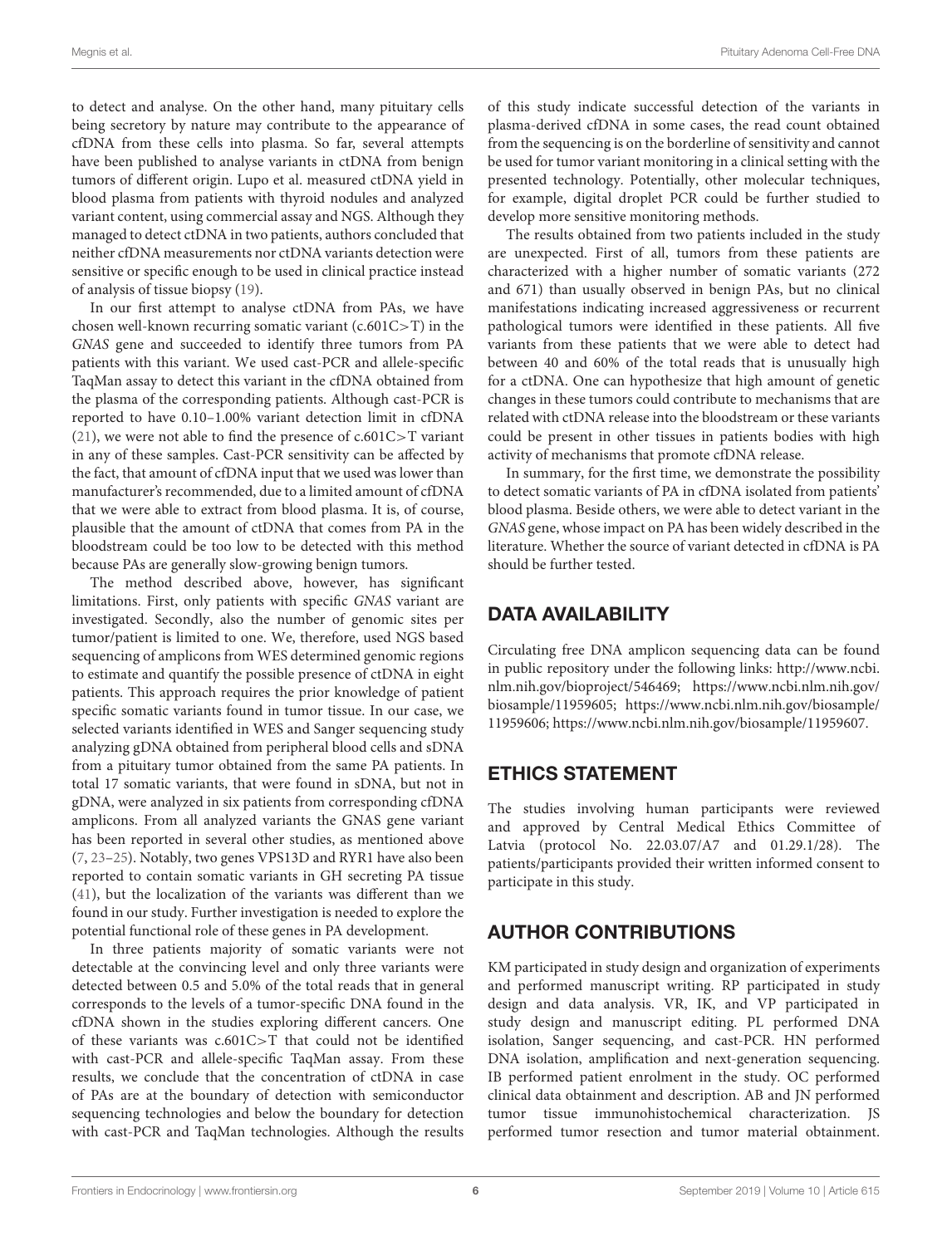to detect and analyse. On the other hand, many pituitary cells being secretory by nature may contribute to the appearance of cfDNA from these cells into plasma. So far, several attempts have been published to analyse variants in ctDNA from benign tumors of different origin. Lupo et al. measured ctDNA yield in blood plasma from patients with thyroid nodules and analyzed variant content, using commercial assay and NGS. Although they managed to detect ctDNA in two patients, authors concluded that neither cfDNA measurements nor ctDNA variants detection were sensitive or specific enough to be used in clinical practice instead of analysis of tissue biopsy (19).

In our first attempt to analyse ctDNA from PAs, we have chosen well-known recurring somatic variant (c.601C>T) in the *GNAS* gene and succeeded to identify three tumors from PA patients with this variant. We used cast-PCR and allele-specific TaqMan assay to detect this variant in the cfDNA obtained from the plasma of the corresponding patients. Although cast-PCR is reported to have 0.10–1.00% variant detection limit in cfDNA (21), we were not able to find the presence of c.601C>T variant in any of these samples. Cast-PCR sensitivity can be affected by the fact, that amount of cfDNA input that we used was lower than manufacturer's recommended, due to a limited amount of cfDNA that we were able to extract from blood plasma. It is, of course, plausible that the amount of ctDNA that comes from PA in the bloodstream could be too low to be detected with this method because PAs are generally slow-growing benign tumors.

The method described above, however, has significant limitations. First, only patients with specific *GNAS* variant are investigated. Secondly, also the number of genomic sites per tumor/patient is limited to one. We, therefore, used NGS based sequencing of amplicons from WES determined genomic regions to estimate and quantify the possible presence of ctDNA in eight patients. This approach requires the prior knowledge of patient specific somatic variants found in tumor tissue. In our case, we selected variants identified in WES and Sanger sequencing study analyzing gDNA obtained from peripheral blood cells and sDNA from a pituitary tumor obtained from the same PA patients. In total 17 somatic variants, that were found in sDNA, but not in gDNA, were analyzed in six patients from corresponding cfDNA amplicons. From all analyzed variants the GNAS gene variant has been reported in several other studies, as mentioned above (7, 23–25). Notably, two genes VPS13D and RYR1 have also been reported to contain somatic variants in GH secreting PA tissue (41), but the localization of the variants was different than we found in our study. Further investigation is needed to explore the potential functional role of these genes in PA development.

In three patients majority of somatic variants were not detectable at the convincing level and only three variants were detected between 0.5 and 5.0% of the total reads that in general corresponds to the levels of a tumor-specific DNA found in the cfDNA shown in the studies exploring different cancers. One of these variants was c.601C>T that could not be identified with cast-PCR and allele-specific TaqMan assay. From these results, we conclude that the concentration of ctDNA in case of PAs are at the boundary of detection with semiconductor sequencing technologies and below the boundary for detection with cast-PCR and TaqMan technologies. Although the results of this study indicate successful detection of the variants in plasma-derived cfDNA in some cases, the read count obtained from the sequencing is on the borderline of sensitivity and cannot be used for tumor variant monitoring in a clinical setting with the presented technology. Potentially, other molecular techniques, for example, digital droplet PCR could be further studied to develop more sensitive monitoring methods.

The results obtained from two patients included in the study are unexpected. First of all, tumors from these patients are characterized with a higher number of somatic variants (272 and 671) than usually observed in benign PAs, but no clinical manifestations indicating increased aggressiveness or recurrent pathological tumors were identified in these patients. All five variants from these patients that we were able to detect had between 40 and 60% of the total reads that is unusually high for a ctDNA. One can hypothesize that high amount of genetic changes in these tumors could contribute to mechanisms that are related with ctDNA release into the bloodstream or these variants could be present in other tissues in patients bodies with high activity of mechanisms that promote cfDNA release.

In summary, for the first time, we demonstrate the possibility to detect somatic variants of PA in cfDNA isolated from patients' blood plasma. Beside others, we were able to detect variant in the *GNAS* gene, whose impact on PA has been widely described in the literature. Whether the source of variant detected in cfDNA is PA should be further tested.

## DATA AVAILABILITY

Circulating free DNA amplicon sequencing data can be found in public repository under the following links: http://www.ncbi.nlm.nih.gov/bioproject/546469; https://www.ncbi.nlm.nih.gov/biosample/11959605; https://www.ncbi.nlm.nih.gov/biosample/11959606; https://www.ncbi.nlm.nih.gov/biosample/11959607.

## ETHICS STATEMENT

The studies involving human participants were reviewed and approved by Central Medical Ethics Committee of Latvia (protocol No. 22.03.07/A7 and 01.29.1/28). The patients/participants provided their written informed consent to participate in this study.

## AUTHOR CONTRIBUTIONS

KM participated in study design and organization of experiments and performed manuscript writing. RP participated in study design and data analysis. VR, IK, and VP participated in study design and manuscript editing. PL performed DNA isolation, Sanger sequencing, and cast-PCR. HN performed DNA isolation, amplification and next-generation sequencing. IB performed patient enrolment in the study. OC performed clinical data obtainment and description. AB and JN performed tumor tissue immunohistochemical characterization. JS performed tumor resection and tumor material obtainment.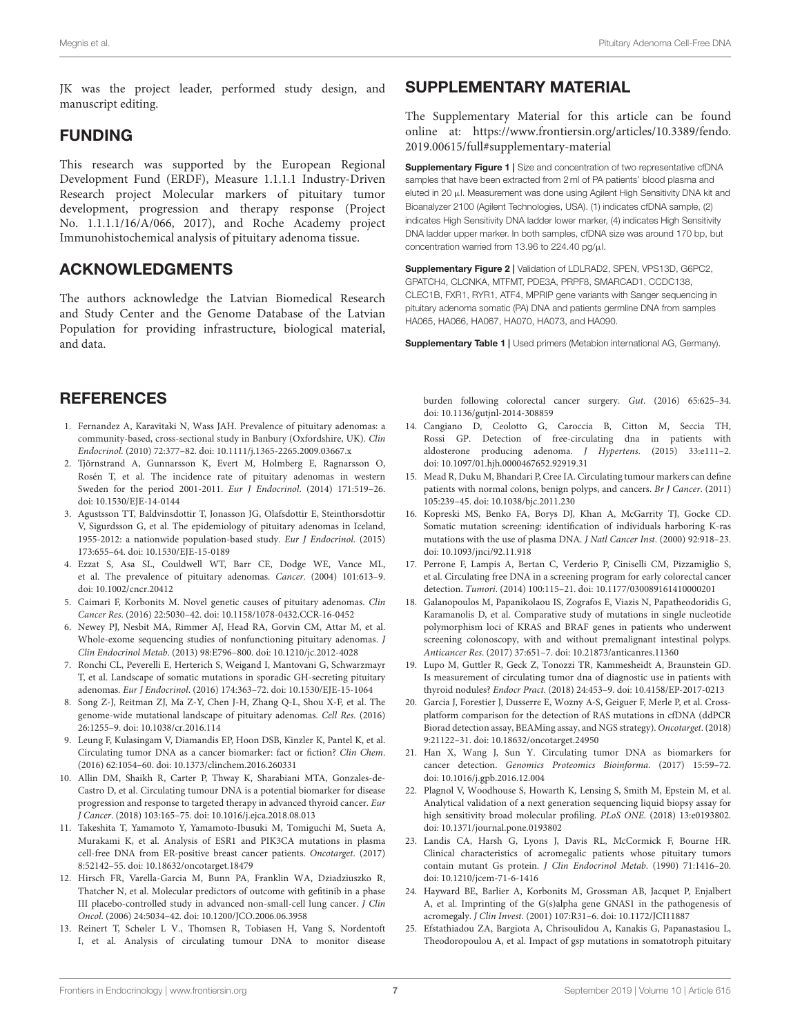JK was the project leader, performed study design, and manuscript editing.

## FUNDING

This research was supported by the European Regional Development Fund (ERDF), Measure 1.1.1.1 Industry-Driven Research project Molecular markers of pituitary tumor development, progression and therapy response (Project No. 1.1.1.1/16/A/066, 2017), and Roche Academy project Immunohistochemical analysis of pituitary adenoma tissue.

## ACKNOWLEDGMENTS

The authors acknowledge the Latvian Biomedical Research and Study Center and the Genome Database of the Latvian Population for providing infrastructure, biological material, and data.

## SUPPLEMENTARY MATERIAL

The Supplementary Material for this article can be found online at: https://www.frontiersin.org/articles/10.3389/fendo.2019.00615/full#supplementary-material

**Supplementary Figure 1 |** Size and concentration of two representative cfDNA samples that have been extracted from 2 ml of PA patients' blood plasma and eluted in 20 μl. Measurement was done using Agilent High Sensitivity DNA kit and Bioanalyzer 2100 (Agilent Technologies, USA). (1) indicates cfDNA sample, (2) indicates High Sensitivity DNA ladder lower marker, (4) indicates High Sensitivity DNA ladder upper marker. In both samples, cfDNA size was around 170 bp, but concentration warried from 13.96 to 224.40 pg/μl.

**Supplementary Figure 2 |** Validation of LDLRAD2, SPEN, VPS13D, G6PC2, GPATCH4, CLCNKA, MTFMT, PDE3A, PRPF8, SMARCAD1, CCDC138, CLEC1B, FXR1, RYR1, ATF4, MPRIP gene variants with Sanger sequencing in pituitary adenoma somatic (PA) DNA and patients germline DNA from samples HA065, HA066, HA067, HA070, HA073, and HA090.

**Supplementary Table 1 |** Used primers (Metabion international AG, Germany).

## REFERENCES

1. Fernandez A, Karavitaki N, Wass JAH. Prevalence of pituitary adenomas: a community-based, cross-sectional study in Banbury (Oxfordshire, UK). *Clin Endocrinol*. (2010) 72:377–82. doi: 10.1111/j.1365-2265.2009.03667.x
2. Tjörnstrand A, Gunnarsson K, Evert M, Holmberg E, Ragnarsson O, Rosén T, et al. The incidence rate of pituitary adenomas in western Sweden for the period 2001-2011. *Eur J Endocrinol*. (2014) 171:519–26. doi: 10.1530/EJE-14-0144
3. Agustsson TT, Baldvinsdottir T, Jonasson JG, Olafsdottir E, Steinthorsdottir V, Sigurdsson G, et al. The epidemiology of pituitary adenomas in Iceland, 1955-2012: a nationwide population-based study. *Eur J Endocrinol*. (2015) 173:655–64. doi: 10.1530/EJE-15-0189
4. Ezzat S, Asa SL, Couldwell WT, Barr CE, Dodge WE, Vance ML, et al. The prevalence of pituitary adenomas. *Cancer*. (2004) 101:613–9. doi: 10.1002/cncr.20412
5. Caimari F, Korbonits M. Novel genetic causes of pituitary adenomas. *Clin Cancer Res*. (2016) 22:5030–42. doi: 10.1158/1078-0432.CCR-16-0452
6. Newey PJ, Nesbit MA, Rimmer AJ, Head RA, Gorvin CM, Attar M, et al. Whole-exome sequencing studies of nonfunctioning pituitary adenomas. *J Clin Endocrinol Metab*. (2013) 98:E796–800. doi: 10.1210/jc.2012-4028
7. Ronchi CL, Peverelli E, Herterich S, Weigand I, Mantovani G, Schwarzmayr T, et al. Landscape of somatic mutations in sporadic GH-secreting pituitary adenomas. *Eur J Endocrinol*. (2016) 174:363–72. doi: 10.1530/EJE-15-1064
8. Song Z-J, Reitman ZJ, Ma Z-Y, Chen J-H, Zhang Q-L, Shou X-F, et al. The genome-wide mutational landscape of pituitary adenomas. *Cell Res*. (2016) 26:1255–9. doi: 10.1038/cr.2016.114
9. Leung F, Kulasingam V, Diamandis EP, Hoon DSB, Kinzler K, Pantel K, et al. Circulating tumor DNA as a cancer biomarker: fact or fiction? *Clin Chem*. (2016) 62:1054–60. doi: 10.1373/clinchem.2016.260331
10. Allin DM, Shaikh R, Carter P, Thway K, Sharabiani MTA, Gonzales-de-Castro D, et al. Circulating tumour DNA is a potential biomarker for disease progression and response to targeted therapy in advanced thyroid cancer. *Eur J Cancer*. (2018) 103:165–75. doi: 10.1016/j.ejca.2018.08.013
11. Takeshita T, Yamamoto Y, Yamamoto-Ibusuki M, Tomiguchi M, Sueta A, Murakami K, et al. Analysis of ESR1 and PIK3CA mutations in plasma cell-free DNA from ER-positive breast cancer patients. *Oncotarget*. (2017) 8:52142–55. doi: 10.18632/oncotarget.18479
12. Hirsch FR, Varella-Garcia M, Bunn PA, Franklin WA, Dziadziuszko R, Thatcher N, et al. Molecular predictors of outcome with gefitinib in a phase III placebo-controlled study in advanced non-small-cell lung cancer. *J Clin Oncol*. (2006) 24:5034–42. doi: 10.1200/JCO.2006.06.3958
13. Reinert T, Schøler L V., Thomsen R, Tobiasen H, Vang S, Nordentoft I, et al. Analysis of circulating tumour DNA to monitor disease burden following colorectal cancer surgery. *Gut*. (2016) 65:625–34. doi: 10.1136/gutjnl-2014-308859
14. Cangiano D, Ceolotto G, Caroccia B, Citton M, Seccia TH, Rossi GP. Detection of free-circulating dna in patients with aldosterone producing adenoma. *J Hypertens*. (2015) 33:e111–2. doi: 10.1097/01.hjh.0000467652.92919.31
15. Mead R, Duku M, Bhandari P, Cree IA. Circulating tumour markers can define patients with normal colons, benign polyps, and cancers. *Br J Cancer*. (2011) 105:239–45. doi: 10.1038/bjc.2011.230
16. Kopreski MS, Benko FA, Borys DJ, Khan A, McGarrity TJ, Gocke CD. Somatic mutation screening: identification of individuals harboring K-ras mutations with the use of plasma DNA. *J Natl Cancer Inst*. (2000) 92:918–23. doi: 10.1093/jnci/92.11.918
17. Perrone F, Lampis A, Bertan C, Verderio P, Ciniselli CM, Pizzamiglio S, et al. Circulating free DNA in a screening program for early colorectal cancer detection. *Tumori*. (2014) 100:115–21. doi: 10.1177/030089161410000201
18. Galanopoulos M, Papanikolaou IS, Zografos E, Viazis N, Papatheodoridis G, Karamanolis D, et al. Comparative study of mutations in single nucleotide polymorphism loci of KRAS and BRAF genes in patients who underwent screening colonoscopy, with and without premalignant intestinal polyps. *Anticancer Res*. (2017) 37:651–7. doi: 10.21873/anticanres.11360
19. Lupo M, Guttler R, Geck Z, Tonozzi TR, Kammesheidt A, Braunstein GD. Is measurement of circulating tumor dna of diagnostic use in patients with thyroid nodules? *Endocr Pract*. (2018) 24:453–9. doi: 10.4158/EP-2017-0213
20. Garcia J, Forestier J, Dusserre E, Wozny A-S, Geiguer F, Merle P, et al. Cross-platform comparison for the detection of RAS mutations in cfDNA (ddPCR Biorad detection assay, BEAMing assay, and NGS strategy). *Oncotarget*. (2018) 9:21122–31. doi: 10.18632/oncotarget.24950
21. Han X, Wang J, Sun Y. Circulating tumor DNA as biomarkers for cancer detection. *Genomics Proteomics Bioinforma*. (2017) 15:59–72. doi: 10.1016/j.gpb.2016.12.004
22. Plagnol V, Woodhouse S, Howarth K, Lensing S, Smith M, Epstein M, et al. Analytical validation of a next generation sequencing liquid biopsy assay for high sensitivity broad molecular profiling. *PLoS ONE*. (2018) 13:e0193802. doi: 10.1371/journal.pone.0193802
23. Landis CA, Harsh G, Lyons J, Davis RL, McCormick F, Bourne HR. Clinical characteristics of acromegalic patients whose pituitary tumors contain mutant Gs protein. *J Clin Endocrinol Metab*. (1990) 71:1416–20. doi: 10.1210/jcem-71-6-1416
24. Hayward BE, Barlier A, Korbonits M, Grossman AB, Jacquet P, Enjalbert A, et al. Imprinting of the G(s)alpha gene GNAS1 in the pathogenesis of acromegaly. *J Clin Invest*. (2001) 107:R31–6. doi: 10.1172/JCI11887
25. Efstathiadou ZA, Bargiota A, Chrisoulidou A, Kanakis G, Papanastasiou L, Theodoropoulou A, et al. Impact of gsp mutations in somatotroph pituitary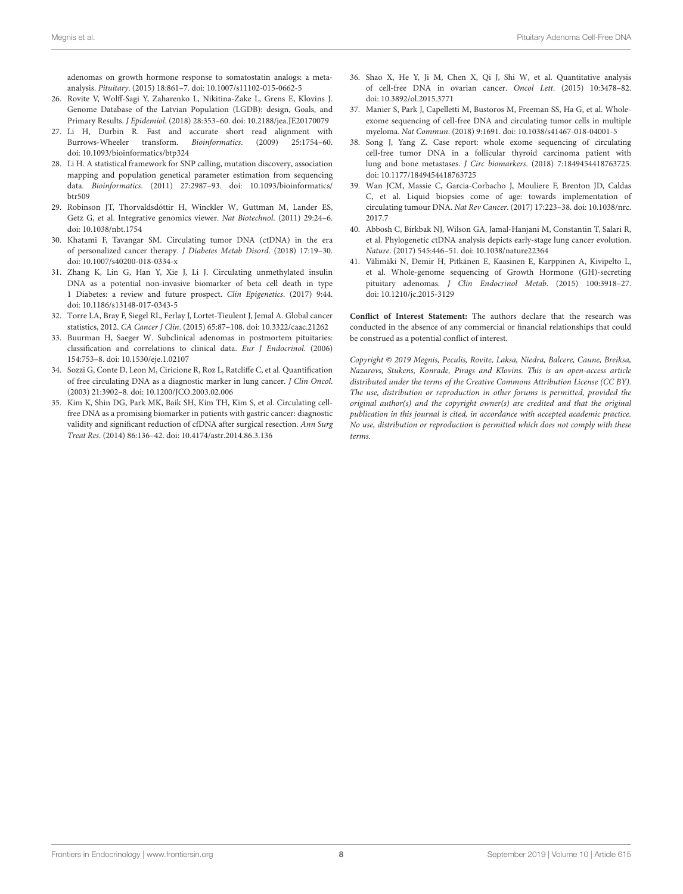adenomas on growth hormone response to somatostatin analogs: a meta-analysis. *Pituitary*. (2015) 18:861–7. doi: 10.1007/s11102-015-0662-5

26. Rovite V, Wolff-Sagi Y, Zaharenko L, Nikitina-Zake L, Grens E, Klovins J. Genome Database of the Latvian Population (LGDB): design, Goals, and Primary Results. *J Epidemiol*. (2018) 28:353–60. doi: 10.2188/jea.JE20170079
27. Li H, Durbin R. Fast and accurate short read alignment with Burrows-Wheeler transform. *Bioinformatics*. (2009) 25:1754–60. doi: 10.1093/bioinformatics/btp324
28. Li H. A statistical framework for SNP calling, mutation discovery, association mapping and population genetical parameter estimation from sequencing data. *Bioinformatics*. (2011) 27:2987–93. doi: 10.1093/bioinformatics/btr509
29. Robinson JT, Thorvaldsdóttir H, Winckler W, Guttman M, Lander ES, Getz G, et al. Integrative genomics viewer. *Nat Biotechnol*. (2011) 29:24–6. doi: 10.1038/nbt.1754
30. Khatami F, Tavangar SM. Circulating tumor DNA (ctDNA) in the era of personalized cancer therapy. *J Diabetes Metab Disord*. (2018) 17:19–30. doi: 10.1007/s40200-018-0334-x
31. Zhang K, Lin G, Han Y, Xie J, Li J. Circulating unmethylated insulin DNA as a potential non-invasive biomarker of beta cell death in type 1 Diabetes: a review and future prospect. *Clin Epigenetics*. (2017) 9:44. doi: 10.1186/s13148-017-0343-5
32. Torre LA, Bray F, Siegel RL, Ferlay J, Lortet-Tieulent J, Jemal A. Global cancer statistics, 2012. *CA Cancer J Clin*. (2015) 65:87–108. doi: 10.3322/caac.21262
33. Buurman H, Saeger W. Subclinical adenomas in postmortem pituitaries: classification and correlations to clinical data. *Eur J Endocrinol*. (2006) 154:753–8. doi: 10.1530/eje.1.02107
34. Sozzi G, Conte D, Leon M, Ciricione R, Roz L, Ratcliffe C, et al. Quantification of free circulating DNA as a diagnostic marker in lung cancer. *J Clin Oncol*. (2003) 21:3902–8. doi: 10.1200/JCO.2003.02.006
35. Kim K, Shin DG, Park MK, Baik SH, Kim TH, Kim S, et al. Circulating cell-free DNA as a promising biomarker in patients with gastric cancer: diagnostic validity and significant reduction of cfDNA after surgical resection. *Ann Surg Treat Res*. (2014) 86:136–42. doi: 10.4174/astr.2014.86.3.136
36. Shao X, He Y, Ji M, Chen X, Qi J, Shi W, et al. Quantitative analysis of cell-free DNA in ovarian cancer. *Oncol Lett*. (2015) 10:3478–82. doi: 10.3892/ol.2015.3771
37. Manier S, Park J, Capelletti M, Bustoros M, Freeman SS, Ha G, et al. Whole-exome sequencing of cell-free DNA and circulating tumor cells in multiple myeloma. *Nat Commun*. (2018) 9:1691. doi: 10.1038/s41467-018-04001-5
38. Song J, Yang Z. Case report: whole exome sequencing of circulating cell-free tumor DNA in a follicular thyroid carcinoma patient with lung and bone metastases. *J Circ biomarkers*. (2018) 7:1849454418763725. doi: 10.1177/1849454418763725
39. Wan JCM, Massie C, Garcia-Corbacho J, Mouliere F, Brenton JD, Caldas C, et al. Liquid biopsies come of age: towards implementation of circulating tumour DNA. *Nat Rev Cancer*. (2017) 17:223–38. doi: 10.1038/nrc.2017.7
40. Abbosh C, Birkbak NJ, Wilson GA, Jamal-Hanjani M, Constantin T, Salari R, et al. Phylogenetic ctDNA analysis depicts early-stage lung cancer evolution. *Nature*. (2017) 545:446–51. doi: 10.1038/nature22364
41. Välimäki N, Demir H, Pitkänen E, Kaasinen E, Karppinen A, Kivipelto L, et al. Whole-genome sequencing of Growth Hormone (GH)-secreting pituitary adenomas. *J Clin Endocrinol Metab*. (2015) 100:3918–27. doi: 10.1210/jc.2015-3129

**Conflict of Interest Statement:** The authors declare that the research was conducted in the absence of any commercial or financial relationships that could be construed as a potential conflict of interest.

*Copyright © 2019 Megnis, Peculis, Rovite, Laksa, Niedra, Balcere, Caune, Breiksa, Nazarovs, Stukens, Konrade, Pirags and Klovins. This is an open-access article distributed under the terms of the Creative Commons Attribution License (CC BY). The use, distribution or reproduction in other forums is permitted, provided the original author(s) and the copyright owner(s) are credited and that the original publication in this journal is cited, in accordance with accepted academic practice. No use, distribution or reproduction is permitted which does not comply with these terms.*